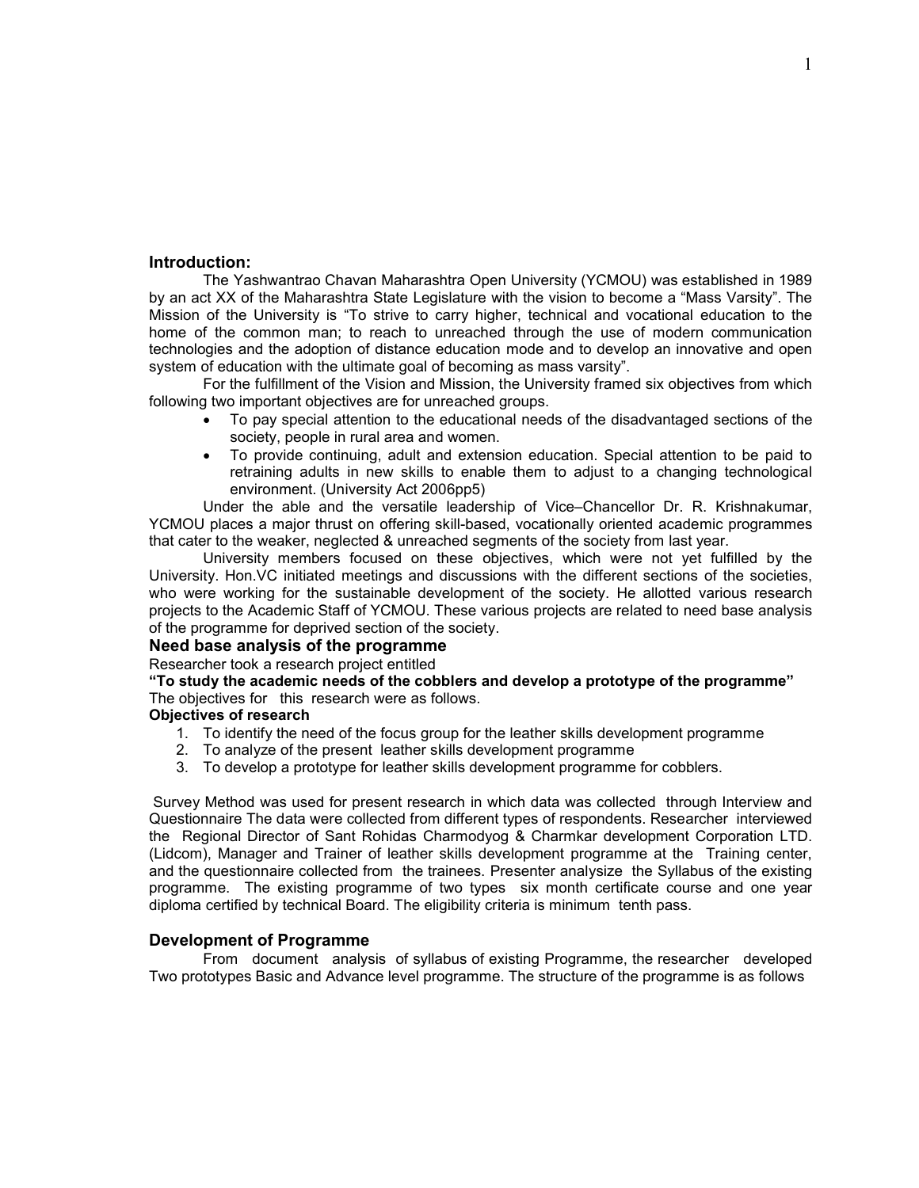## Introduction:

The Yashwantrao Chavan Maharashtra Open University (YCMOU) was established in 1989 by an act XX of the Maharashtra State Legislature with the vision to become a "Mass Varsity". The Mission of the University is "To strive to carry higher, technical and vocational education to the home of the common man; to reach to unreached through the use of modern communication technologies and the adoption of distance education mode and to develop an innovative and open system of education with the ultimate goal of becoming as mass varsity".

For the fulfillment of the Vision and Mission, the University framed six objectives from which following two important objectives are for unreached groups.

- To pay special attention to the educational needs of the disadvantaged sections of the society, people in rural area and women.
- To provide continuing, adult and extension education. Special attention to be paid to retraining adults in new skills to enable them to adjust to a changing technological environment. (University Act 2006pp5)

Under the able and the versatile leadership of Vice–Chancellor Dr. R. Krishnakumar, YCMOU places a major thrust on offering skill-based, vocationally oriented academic programmes that cater to the weaker, neglected & unreached segments of the society from last year.

University members focused on these objectives, which were not yet fulfilled by the University. Hon.VC initiated meetings and discussions with the different sections of the societies, who were working for the sustainable development of the society. He allotted various research projects to the Academic Staff of YCMOU. These various projects are related to need base analysis of the programme for deprived section of the society.

## Need base analysis of the programme

Researcher took a research project entitled

**"To study the academic needs of the cobblers and develop a prototype of the programme"**

The objectives for this research were as follows.

**Objectives of research**

1. To identify the need of the focus group for the leather skills development programme
2. To analyze of the present leather skills development programme
3. To develop a prototype for leather skills development programme for cobblers.

Survey Method was used for present research in which data was collected through Interview and Questionnaire The data were collected from different types of respondents. Researcher interviewed the Regional Director of Sant Rohidas Charmodyog & Charmkar development Corporation LTD. (Lidcom), Manager and Trainer of leather skills development programme at the Training center, and the questionnaire collected from the trainees. Presenter analysize the Syllabus of the existing programme. The existing programme of two types six month certificate course and one year diploma certified by technical Board. The eligibility criteria is minimum tenth pass.

## Development of Programme

From document analysis of syllabus of existing Programme, the researcher developed Two prototypes Basic and Advance level programme. The structure of the programme is as follows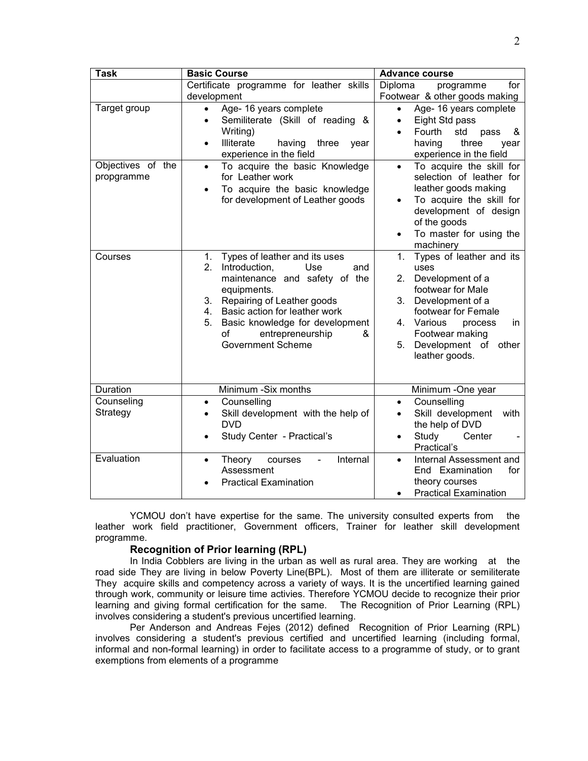| Task | Basic Course | Advance course |
|---|---|---|
| | Certificate programme for leather skills development | Diploma programme for Footwear & other goods making |
| Target group | • Age- 16 years complete<br>• Semiliterate (Skill of reading & Writing)<br>• Illiterate having three year experience in the field | • Age- 16 years complete<br>• Eight Std pass<br>• Fourth std pass & having three year experience in the field |
| Objectives of the propgramme | • To acquire the basic Knowledge for Leather work<br>• To acquire the basic knowledge for development of Leather goods | • To acquire the skill for selection of leather for leather goods making<br>• To acquire the skill for development of design of the goods<br>• To master for using the machinery |
| Courses | 1. Types of leather and its uses<br>2. Introduction, Use and maintenance and safety of the equipments.<br>3. Repairing of Leather goods<br>4. Basic action for leather work<br>5. Basic knowledge for development of entrepreneurship & Government Scheme | 1. Types of leather and its uses<br>2. Development of a footwear for Male<br>3. Development of a footwear for Female<br>4. Various process in Footwear making<br>5. Development of other leather goods. |
| Duration | Minimum -Six months | Minimum -One year |
| Counseling Strategy | • Counselling<br>• Skill development with the help of DVD<br>• Study Center - Practical's | • Counselling<br>• Skill development with the help of DVD<br>• Study Center - Practical's |
| Evaluation | • Theory courses - Internal Assessment<br>• Practical Examination | • Internal Assessment and End Examination for theory courses<br>• Practical Examination |

YCMOU don't have expertise for the same. The university consulted experts from the leather work field practitioner, Government officers, Trainer for leather skill development programme.

### Recognition of Prior learning (RPL)

In India Cobblers are living in the urban as well as rural area. They are working at the road side They are living in below Poverty Line(BPL). Most of them are illiterate or semiliterate They acquire skills and competency across a variety of ways. It is the uncertified learning gained through work, community or leisure time activies. Therefore YCMOU decide to recognize their prior learning and giving formal certification for the same. The Recognition of Prior Learning (RPL) involves considering a student's previous uncertified learning.

Per Anderson and Andreas Fejes (2012) defined Recognition of Prior Learning (RPL) involves considering a student's previous certified and uncertified learning (including formal, informal and non-formal learning) in order to facilitate access to a programme of study, or to grant exemptions from elements of a programme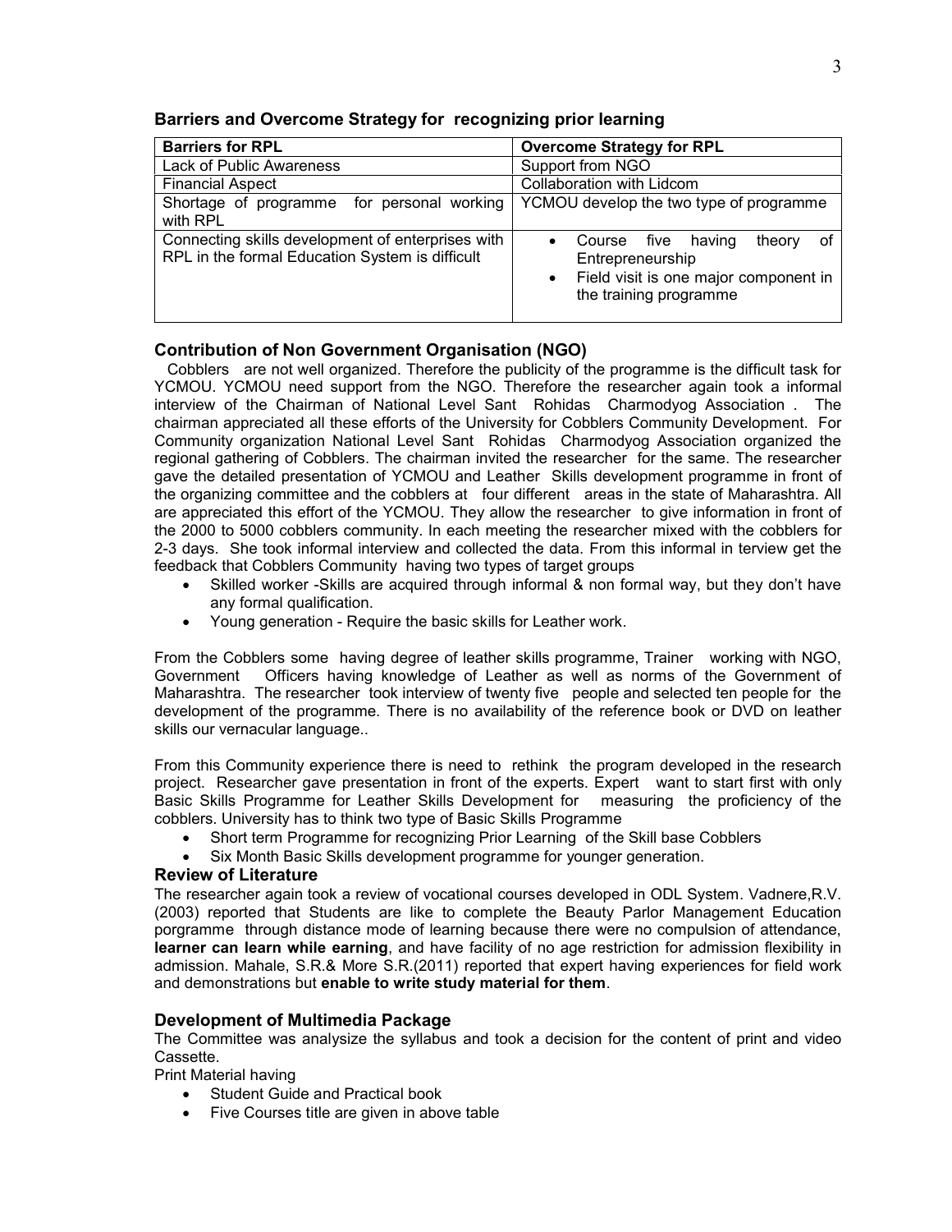## Barriers and Overcome Strategy for recognizing prior learning

| Barriers for RPL | Overcome Strategy for RPL |
| --- | --- |
| Lack of Public Awareness | Support from NGO |
| Financial Aspect | Collaboration with Lidcom |
| Shortage of programme for personal working with RPL | YCMOU develop the two type of programme |
| Connecting skills development of enterprises with RPL in the formal Education System is difficult | • Course five having theory of Entrepreneurship<br>• Field visit is one major component in the training programme |

## Contribution of Non Government Organisation (NGO)

Cobblers are not well organized. Therefore the publicity of the programme is the difficult task for YCMOU. YCMOU need support from the NGO. Therefore the researcher again took a informal interview of the Chairman of National Level Sant Rohidas Charmodyog Association . The chairman appreciated all these efforts of the University for Cobblers Community Development. For Community organization National Level Sant Rohidas Charmodyog Association organized the regional gathering of Cobblers. The chairman invited the researcher for the same. The researcher gave the detailed presentation of YCMOU and Leather Skills development programme in front of the organizing committee and the cobblers at four different areas in the state of Maharashtra. All are appreciated this effort of the YCMOU. They allow the researcher to give information in front of the 2000 to 5000 cobblers community. In each meeting the researcher mixed with the cobblers for 2-3 days. She took informal interview and collected the data. From this informal in terview get the feedback that Cobblers Community having two types of target groups

- Skilled worker -Skills are acquired through informal & non formal way, but they don't have any formal qualification.
- Young generation - Require the basic skills for Leather work.

From the Cobblers some having degree of leather skills programme, Trainer working with NGO, Government Officers having knowledge of Leather as well as norms of the Government of Maharashtra. The researcher took interview of twenty five people and selected ten people for the development of the programme. There is no availability of the reference book or DVD on leather skills our vernacular language..

From this Community experience there is need to rethink the program developed in the research project. Researcher gave presentation in front of the experts. Expert want to start first with only Basic Skills Programme for Leather Skills Development for measuring the proficiency of the cobblers. University has to think two type of Basic Skills Programme

- Short term Programme for recognizing Prior Learning of the Skill base Cobblers
- Six Month Basic Skills development programme for younger generation.

## Review of Literature

The researcher again took a review of vocational courses developed in ODL System. Vadnere,R.V. (2003) reported that Students are like to complete the Beauty Parlor Management Education porgramme through distance mode of learning because there were no compulsion of attendance, **learner can learn while earning**, and have facility of no age restriction for admission flexibility in admission. Mahale, S.R.& More S.R.(2011) reported that expert having experiences for field work and demonstrations but **enable to write study material for them**.

## Development of Multimedia Package

The Committee was analysize the syllabus and took a decision for the content of print and video Cassette.

Print Material having

- Student Guide and Practical book
- Five Courses title are given in above table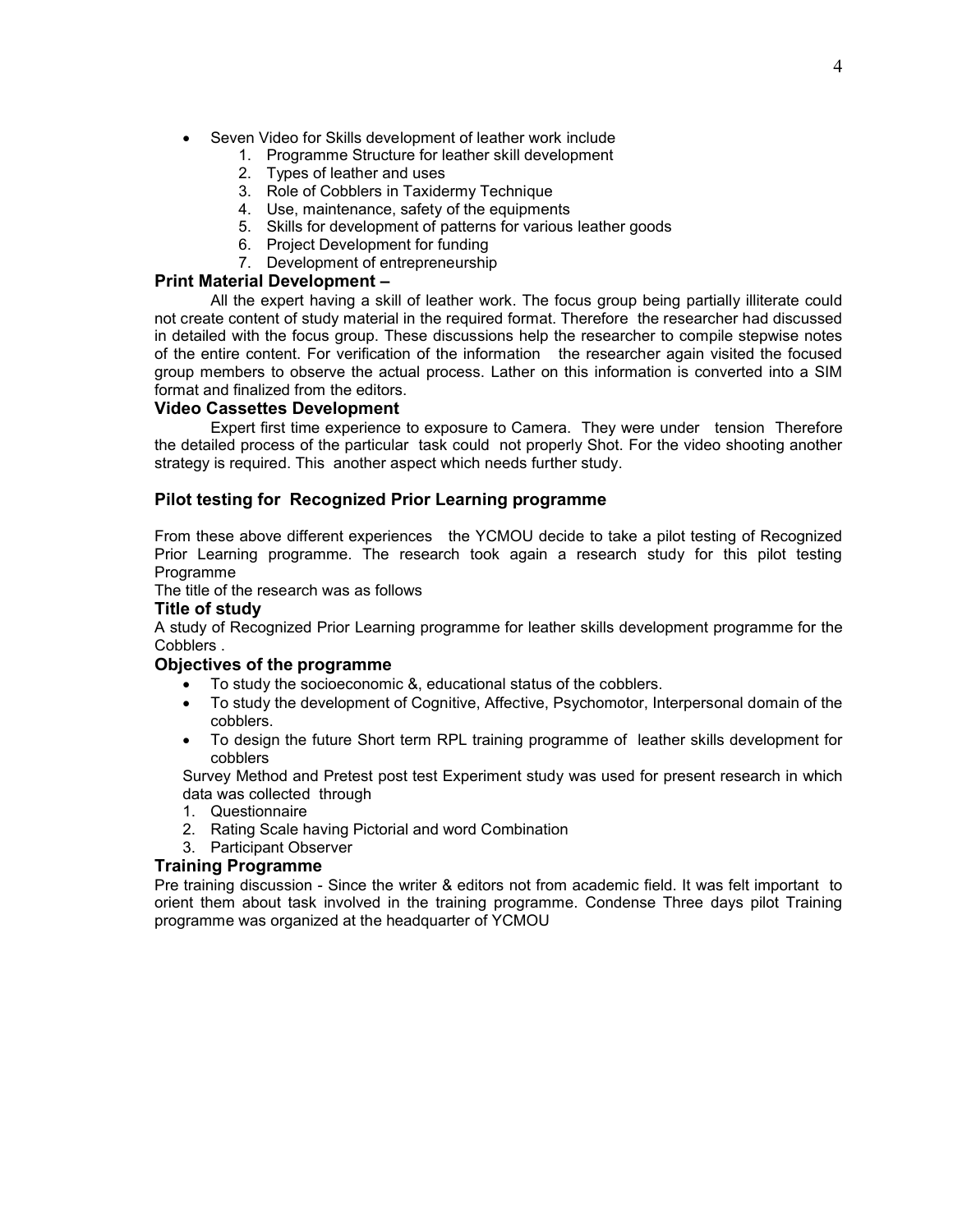- Seven Video for Skills development of leather work include
    1. Programme Structure for leather skill development
    2. Types of leather and uses
    3. Role of Cobblers in Taxidermy Technique
    4. Use, maintenance, safety of the equipments
    5. Skills for development of patterns for various leather goods
    6. Project Development for funding
    7. Development of entrepreneurship

### Print Material Development –

All the expert having a skill of leather work. The focus group being partially illiterate could not create content of study material in the required format. Therefore the researcher had discussed in detailed with the focus group. These discussions help the researcher to compile stepwise notes of the entire content. For verification of the information the researcher again visited the focused group members to observe the actual process. Lather on this information is converted into a SIM format and finalized from the editors.

### Video Cassettes Development

Expert first time experience to exposure to Camera. They were under tension Therefore the detailed process of the particular task could not properly Shot. For the video shooting another strategy is required. This another aspect which needs further study.

## Pilot testing for Recognized Prior Learning programme

From these above different experiences the YCMOU decide to take a pilot testing of Recognized Prior Learning programme. The research took again a research study for this pilot testing Programme

The title of the research was as follows

### Title of study

A study of Recognized Prior Learning programme for leather skills development programme for the Cobblers .

### Objectives of the programme

- To study the socioeconomic &, educational status of the cobblers.
- To study the development of Cognitive, Affective, Psychomotor, Interpersonal domain of the cobblers.
- To design the future Short term RPL training programme of leather skills development for cobblers

Survey Method and Pretest post test Experiment study was used for present research in which data was collected through

1. Questionnaire
2. Rating Scale having Pictorial and word Combination
3. Participant Observer

### Training Programme

Pre training discussion - Since the writer & editors not from academic field. It was felt important to orient them about task involved in the training programme. Condense Three days pilot Training programme was organized at the headquarter of YCMOU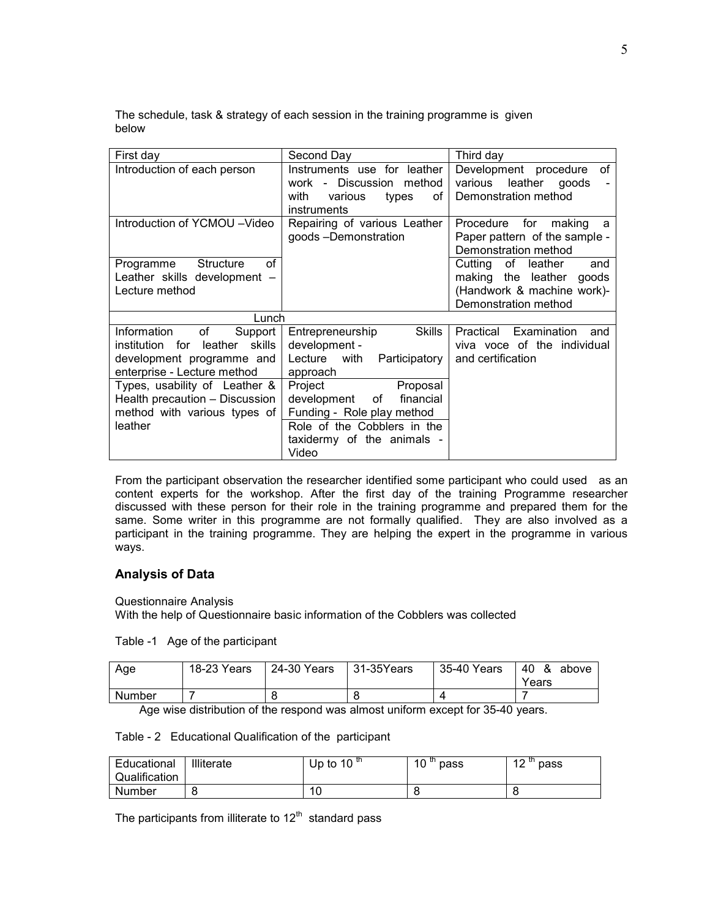The schedule, task & strategy of each session in the training programme is given below

| First day | Second Day | Third day |
|---|---|---|
| Introduction of each person | Instruments use for leather work - Discussion method with various types of instruments | Development procedure of various leather goods - Demonstration method |
| Introduction of YCMOU –Video | Repairing of various Leather goods –Demonstration | Procedure for making a Paper pattern of the sample - Demonstration method |
| Programme Structure of Leather skills development – Lecture method | | Cutting of leather and making the leather goods (Handwork & machine work)- Demonstration method |
| Lunch | | |
| Information of Support institution for leather skills development programme and enterprise - Lecture method | Entrepreneurship Skills development - Lecture with Participatory approach | Practical Examination and viva voce of the individual and certification |
| Types, usability of Leather & Health precaution – Discussion method with various types of leather | Project Proposal development of financial Funding - Role play method | |
| | Role of the Cobblers in the taxidermy of the animals - Video | |

From the participant observation the researcher identified some participant who could used as an content experts for the workshop. After the first day of the training Programme researcher discussed with these person for their role in the training programme and prepared them for the same. Some writer in this programme are not formally qualified. They are also involved as a participant in the training programme. They are helping the expert in the programme in various ways.

## Analysis of Data

Questionnaire Analysis

With the help of Questionnaire basic information of the Cobblers was collected

Table -1 Age of the participant

| Age | 18-23 Years | 24-30 Years | 31-35Years | 35-40 Years | 40 & above Years |
|---|---|---|---|---|---|
| Number | 7 | 8 | 8 | 4 | 7 |

Age wise distribution of the respond was almost uniform except for 35-40 years.

Table - 2 Educational Qualification of the participant

| Educational Qualification | Illiterate | Up to 10 th | 10 th pass | 12 th pass |
|---|---|---|---|---|
| Number | 8 | 10 | 8 | 8 |

The participants from illiterate to 12th standard pass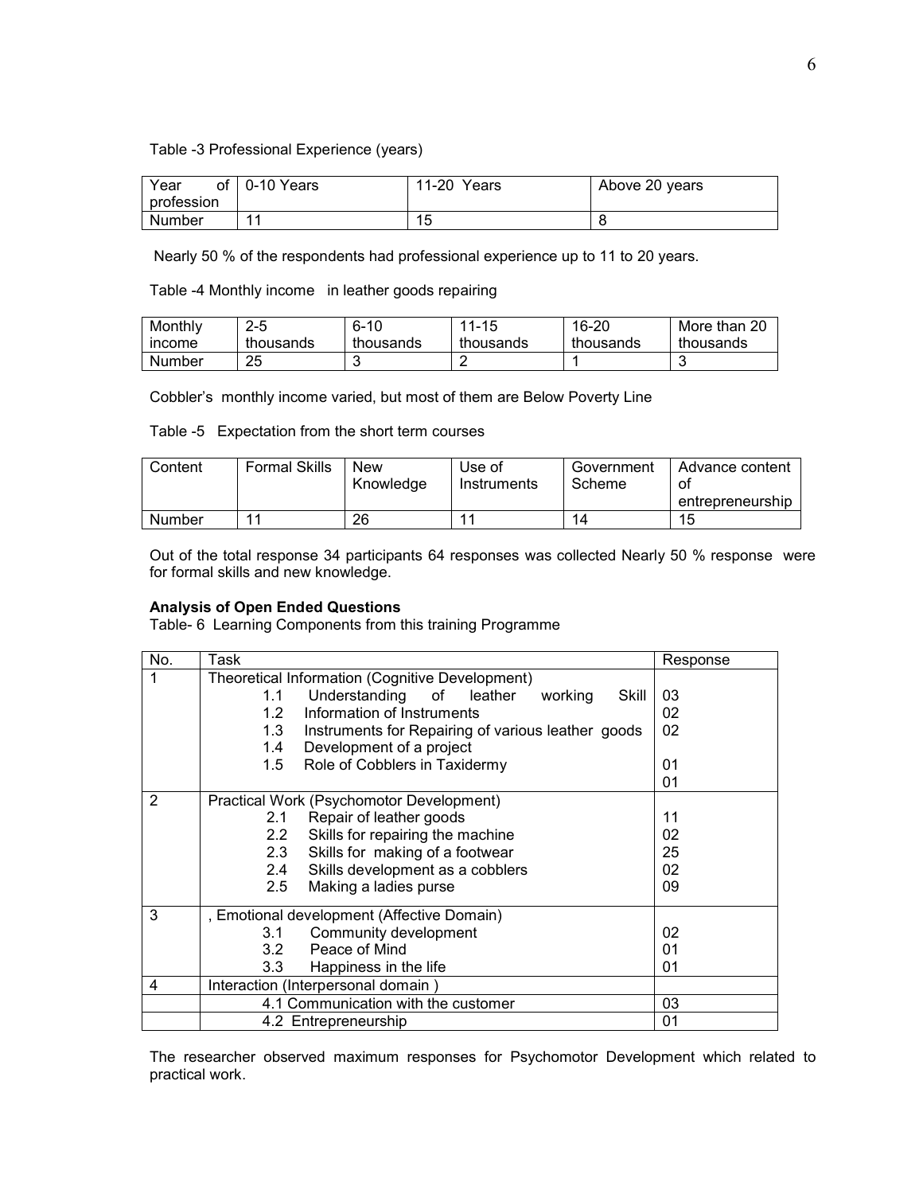Table -3 Professional Experience (years)

| Year of profession | 0-10 Years | 11-20 Years | Above 20 years |
| --- | --- | --- | --- |
| Number | 11 | 15 | 8 |

Nearly 50 % of the respondents had professional experience up to 11 to 20 years.

Table -4 Monthly income in leather goods repairing

| Monthly income | 2-5 thousands | 6-10 thousands | 11-15 thousands | 16-20 thousands | More than 20 thousands |
| --- | --- | --- | --- | --- | --- |
| Number | 25 | 3 | 2 | 1 | 3 |

Cobbler's monthly income varied, but most of them are Below Poverty Line

Table -5 Expectation from the short term courses

| Content | Formal Skills | New Knowledge | Use of Instruments | Government Scheme | Advance content of entrepreneurship |
| --- | --- | --- | --- | --- | --- |
| Number | 11 | 26 | 11 | 14 | 15 |

Out of the total response 34 participants 64 responses was collected Nearly 50 % response were for formal skills and new knowledge.

**Analysis of Open Ended Questions**

Table- 6 Learning Components from this training Programme

| No. | Task | Response |
| --- | --- | --- |
| 1 | Theoretical Information (Cognitive Development) | |
| | 1.1 Understanding of leather working Skill | 03 |
| | 1.2 Information of Instruments | 02 |
| | 1.3 Instruments for Repairing of various leather goods | 02 |
| | 1.4 Development of a project | |
| | 1.5 Role of Cobblers in Taxidermy | 01 |
| | | 01 |
| 2 | Practical Work (Psychomotor Development) | |
| | 2.1 Repair of leather goods | 11 |
| | 2.2 Skills for repairing the machine | 02 |
| | 2.3 Skills for making of a footwear | 25 |
| | 2.4 Skills development as a cobblers | 02 |
| | 2.5 Making a ladies purse | 09 |
| 3 | , Emotional development (Affective Domain) | |
| | 3.1 Community development | 02 |
| | 3.2 Peace of Mind | 01 |
| | 3.3 Happiness in the life | 01 |
| 4 | Interaction (Interpersonal domain ) | |
| | 4.1 Communication with the customer | 03 |
| | 4.2 Entrepreneurship | 01 |

The researcher observed maximum responses for Psychomotor Development which related to practical work.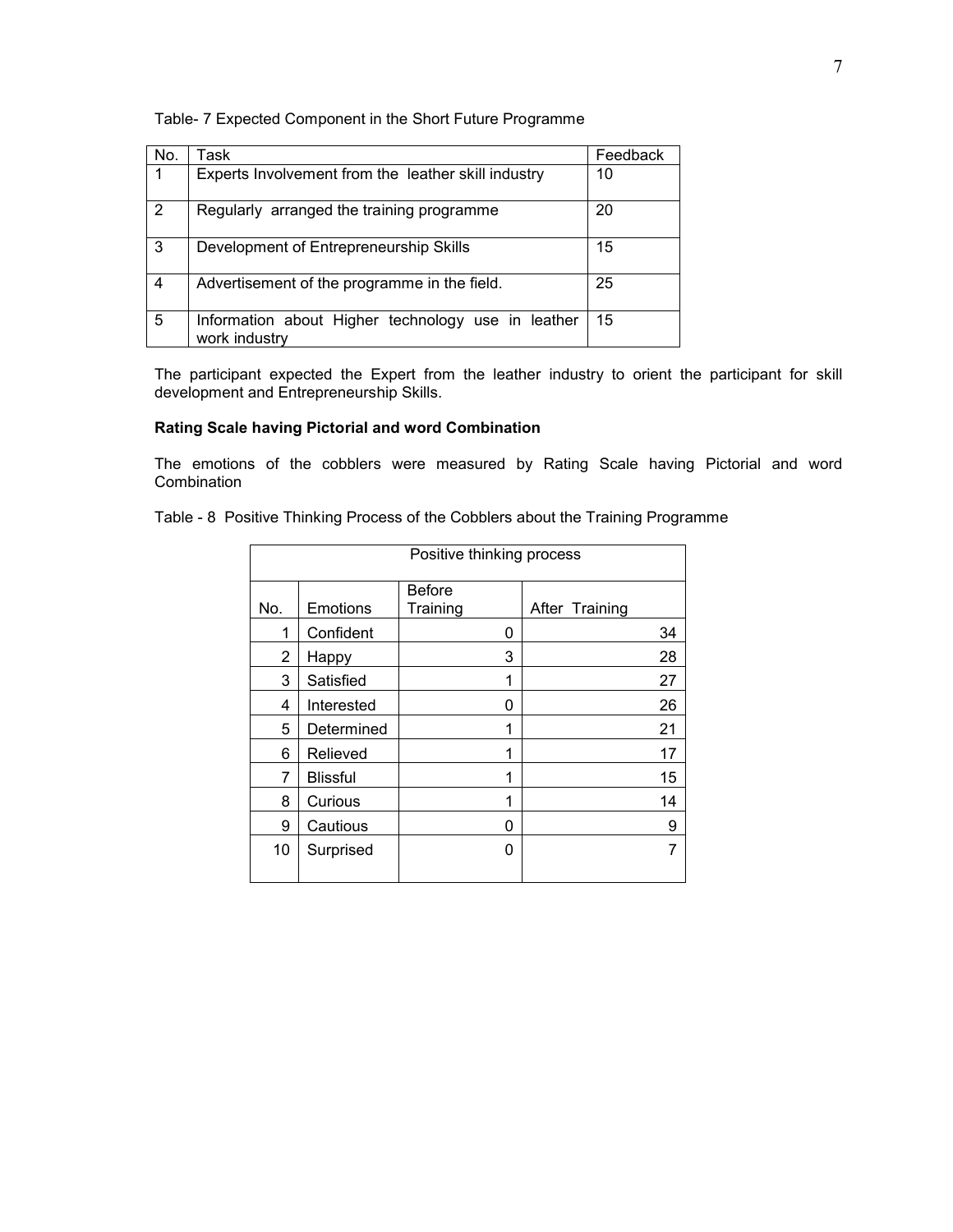Table- 7 Expected Component in the Short Future Programme

| No. | Task | Feedback |
|---|---|---|
| 1 | Experts Involvement from the leather skill industry | 10 |
| 2 | Regularly arranged the training programme | 20 |
| 3 | Development of Entrepreneurship Skills | 15 |
| 4 | Advertisement of the programme in the field. | 25 |
| 5 | Information about Higher technology use in leather work industry | 15 |

The participant expected the Expert from the leather industry to orient the participant for skill development and Entrepreneurship Skills.

**Rating Scale having Pictorial and word Combination**

The emotions of the cobblers were measured by Rating Scale having Pictorial and word Combination

Table - 8 Positive Thinking Process of the Cobblers about the Training Programme

| Positive thinking process | | | |
|---|---|---|---|
| No. | Emotions | Before Training | After Training |
| 1 | Confident | 0 | 34 |
| 2 | Happy | 3 | 28 |
| 3 | Satisfied | 1 | 27 |
| 4 | Interested | 0 | 26 |
| 5 | Determined | 1 | 21 |
| 6 | Relieved | 1 | 17 |
| 7 | Blissful | 1 | 15 |
| 8 | Curious | 1 | 14 |
| 9 | Cautious | 0 | 9 |
| 10 | Surprised | 0 | 7 |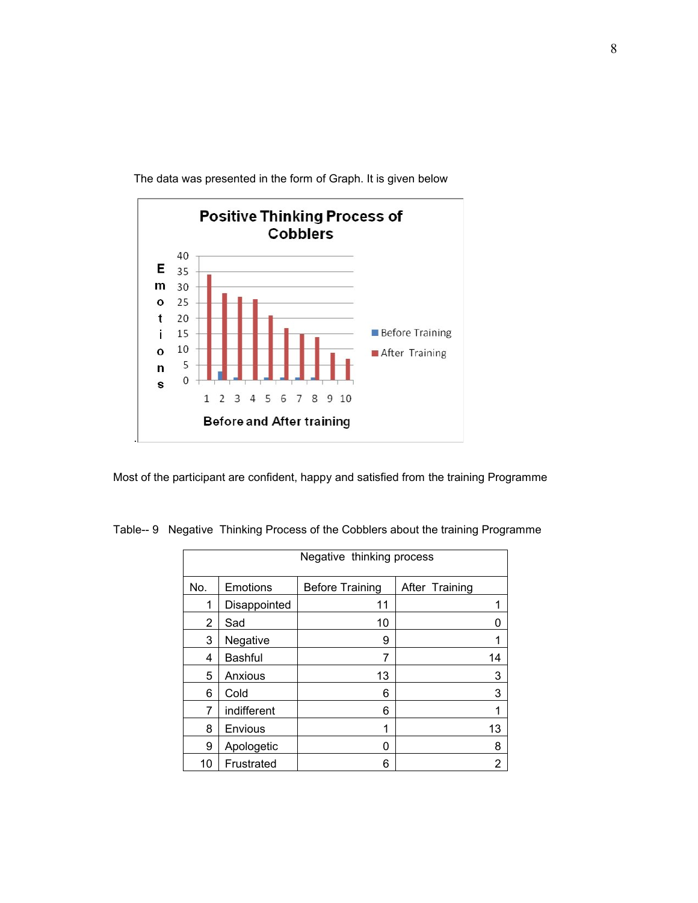The data was presented in the form of Graph. It is given below

Most of the participant are confident, happy and satisfied from the training Programme

Table-- 9 Negative Thinking Process of the Cobblers about the training Programme

| Negative thinking process | | | |
|---|---|---|---|
| No. | Emotions | Before Training | After Training |
| 1 | Disappointed | 11 | 1 |
| 2 | Sad | 10 | 0 |
| 3 | Negative | 9 | 1 |
| 4 | Bashful | 7 | 14 |
| 5 | Anxious | 13 | 3 |
| 6 | Cold | 6 | 3 |
| 7 | indifferent | 6 | 1 |
| 8 | Envious | 1 | 13 |
| 9 | Apologetic | 0 | 8 |
| 10 | Frustrated | 6 | 2 |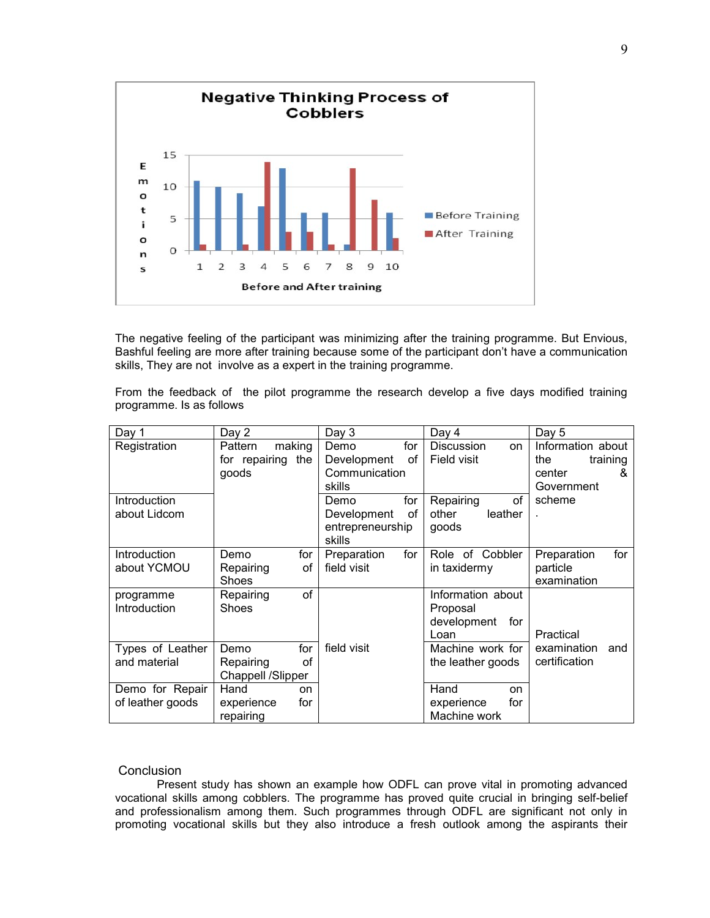**Negative Thinking Process of Cobblers**

The negative feeling of the participant was minimizing after the training programme. But Envious, Bashful feeling are more after training because some of the participant don't have a communication skills, They are not involve as a expert in the training programme.

From the feedback of the pilot programme the research develop a five days modified training programme. Is as follows

| Day 1 | Day 2 | Day 3 | Day 4 | Day 5 |
|---|---|---|---|---|
| Registration | Pattern making for repairing the goods | Demo for Development of Communication skills | Discussion on Field visit | Information about the training center & Government scheme . |
| Introduction about Lidcom | | Demo for Development of entrepreneurship skills | Repairing of other leather goods | |
| Introduction about YCMOU | Demo for Repairing of Shoes | Preparation for field visit | Role of Cobbler in taxidermy | Preparation for particle examination |
| programme Introduction | Repairing of Shoes | | Information about Proposal development for Loan | |
| Types of Leather and material | Demo for Repairing of Chappell /Slipper | field visit | Machine work for the leather goods | Practical examination and certification |
| Demo for Repair of leather goods | Hand on experience for repairing | | Hand on experience for Machine work | |

## Conclusion

Present study has shown an example how ODFL can prove vital in promoting advanced vocational skills among cobblers. The programme has proved quite crucial in bringing self-belief and professionalism among them. Such programmes through ODFL are significant not only in promoting vocational skills but they also introduce a fresh outlook among the aspirants their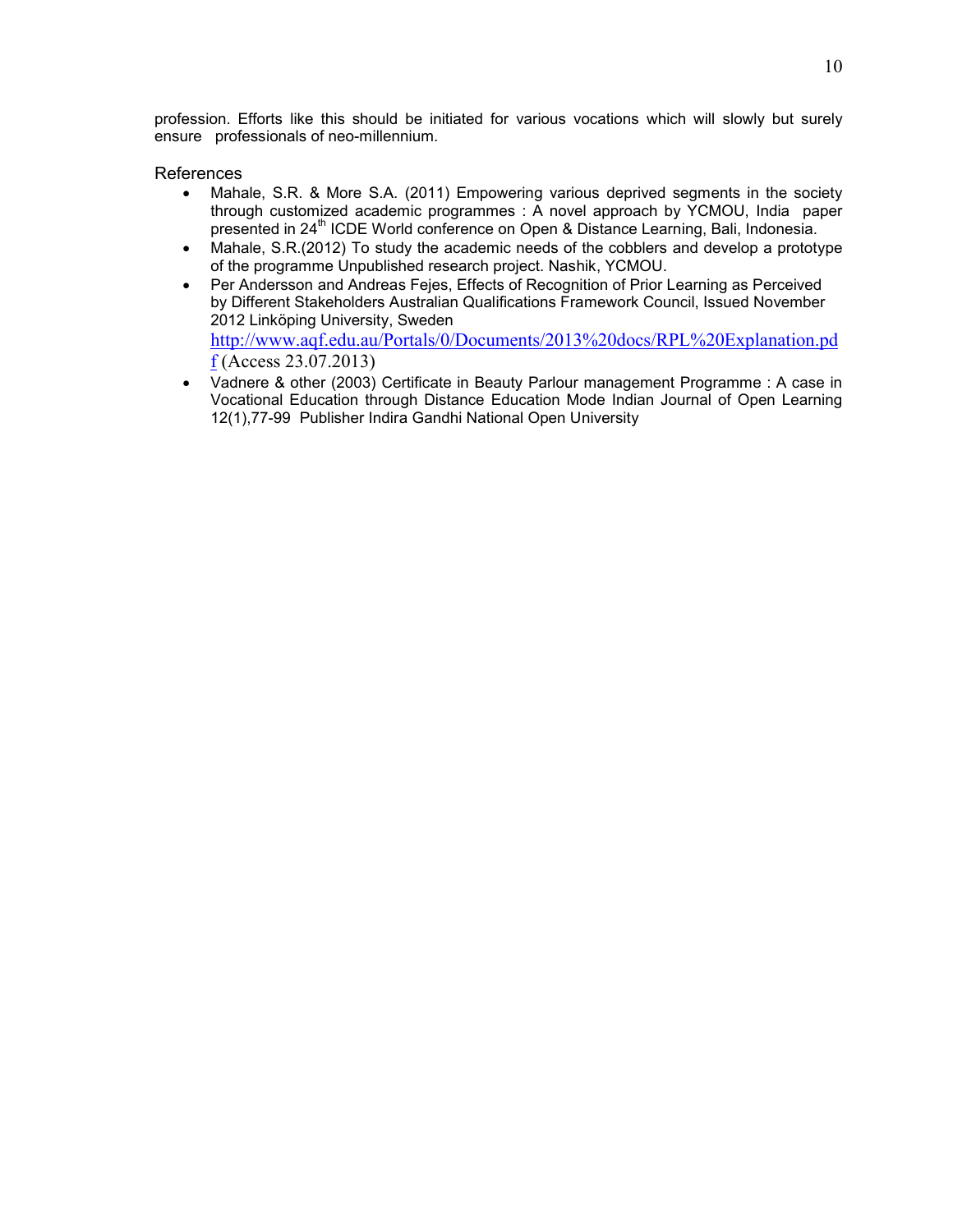profession. Efforts like this should be initiated for various vocations which will slowly but surely ensure professionals of neo-millennium.

## References

- Mahale, S.R. & More S.A. (2011) Empowering various deprived segments in the society through customized academic programmes : A novel approach by YCMOU, India paper presented in 24th ICDE World conference on Open & Distance Learning, Bali, Indonesia.
- Mahale, S.R.(2012) To study the academic needs of the cobblers and develop a prototype of the programme Unpublished research project. Nashik, YCMOU.
- Per Andersson and Andreas Fejes, Effects of Recognition of Prior Learning as Perceived by Different Stakeholders Australian Qualifications Framework Council, Issued November 2012 Linköping University, Sweden http://www.aqf.edu.au/Portals/0/Documents/2013%20docs/RPL%20Explanation.pdf (Access 23.07.2013)
- Vadnere & other (2003) Certificate in Beauty Parlour management Programme : A case in Vocational Education through Distance Education Mode Indian Journal of Open Learning 12(1),77-99 Publisher Indira Gandhi National Open University